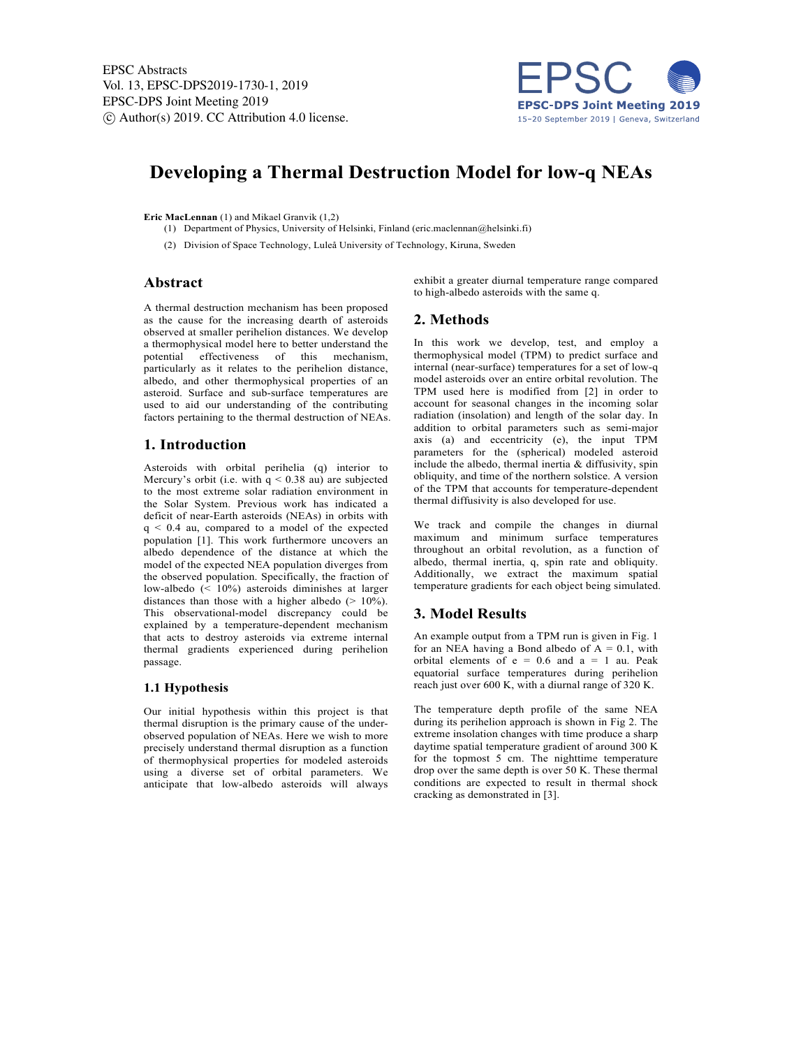# Developing a Thermal Destruction Model for low-q NEAs

**Eric MacLennan** (1) and Mikael Granvik (1,2)

(1) Department of Physics, University of Helsinki, Finland (eric.maclennan@helsinki.fi)

(2) Division of Space Technology, Luleå University of Technology, Kiruna, Sweden

## Abstract

A thermal destruction mechanism has been proposed as the cause for the increasing dearth of asteroids observed at smaller perihelion distances. We develop a thermophysical model here to better understand the potential effectiveness of this mechanism, particularly as it relates to the perihelion distance, albedo, and other thermophysical properties of an asteroid. Surface and sub-surface temperatures are used to aid our understanding of the contributing factors pertaining to the thermal destruction of NEAs.

## 1. Introduction

Asteroids with orbital perihelia (q) interior to Mercury's orbit (i.e. with $q < 0.38$ au) are subjected to the most extreme solar radiation environment in the Solar System. Previous work has indicated a deficit of near-Earth asteroids (NEAs) in orbits with $q < 0.4$ au, compared to a model of the expected population [1]. This work furthermore uncovers an albedo dependence of the distance at which the model of the expected NEA population diverges from the observed population. Specifically, the fraction of low-albedo (< 10%) asteroids diminishes at larger distances than those with a higher albedo (> 10%). This observational-model discrepancy could be explained by a temperature-dependent mechanism that acts to destroy asteroids via extreme internal thermal gradients experienced during perihelion passage.

### 1.1 Hypothesis

Our initial hypothesis within this project is that thermal disruption is the primary cause of the under-observed population of NEAs. Here we wish to more precisely understand thermal disruption as a function of thermophysical properties for modeled asteroids using a diverse set of orbital parameters. We anticipate that low-albedo asteroids will always exhibit a greater diurnal temperature range compared to high-albedo asteroids with the same q.

## 2. Methods

In this work we develop, test, and employ a thermophysical model (TPM) to predict surface and internal (near-surface) temperatures for a set of low-q model asteroids over an entire orbital revolution. The TPM used here is modified from [2] in order to account for seasonal changes in the incoming solar radiation (insolation) and length of the solar day. In addition to orbital parameters such as semi-major axis (a) and eccentricity (e), the input TPM parameters for the (spherical) modeled asteroid include the albedo, thermal inertia & diffusivity, spin obliquity, and time of the northern solstice. A version of the TPM that accounts for temperature-dependent thermal diffusivity is also developed for use.

We track and compile the changes in diurnal maximum and minimum surface temperatures throughout an orbital revolution, as a function of albedo, thermal inertia, q, spin rate and obliquity. Additionally, we extract the maximum spatial temperature gradients for each object being simulated.

## 3. Model Results

An example output from a TPM run is given in Fig. 1 for an NEA having a Bond albedo of $A = 0.1$, with orbital elements of $e = 0.6$ and $a = 1$ au. Peak equatorial surface temperatures during perihelion reach just over 600 K, with a diurnal range of 320 K.

The temperature depth profile of the same NEA during its perihelion approach is shown in Fig 2. The extreme insolation changes with time produce a sharp daytime spatial temperature gradient of around 300 K for the topmost 5 cm. The nighttime temperature drop over the same depth is over 50 K. These thermal conditions are expected to result in thermal shock cracking as demonstrated in [3].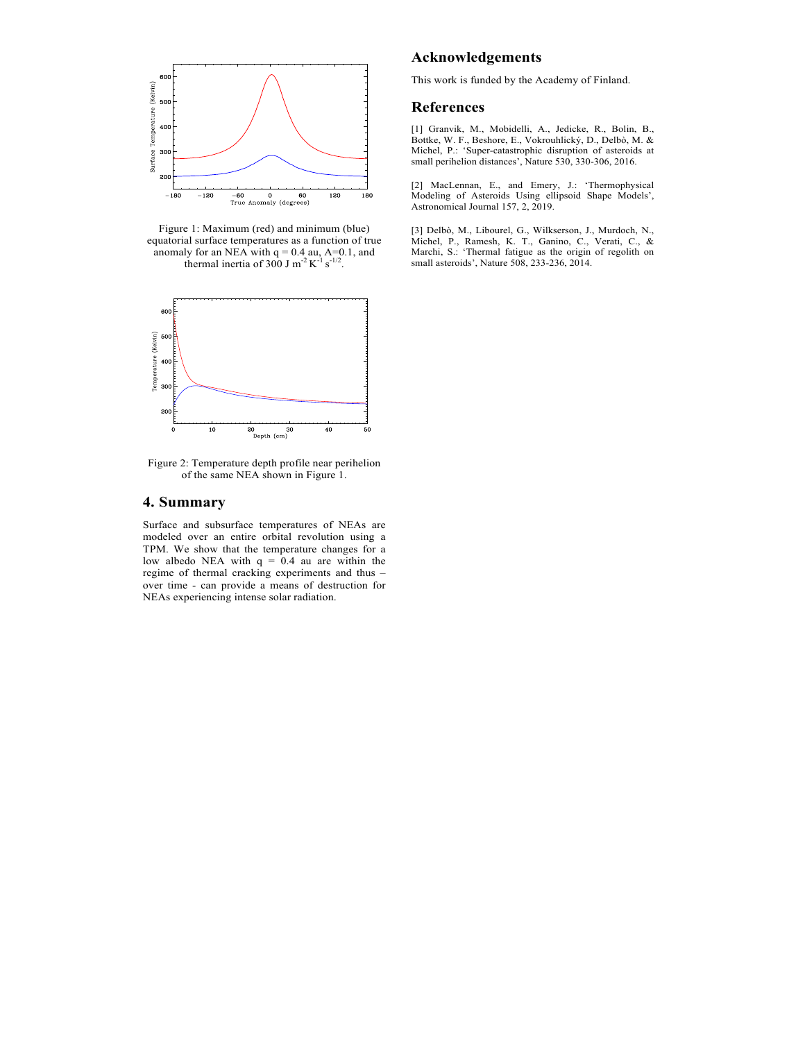Surface Temperature (Kelvin)

600
500
400
300
200

−180 −120 −60 0 60 120 180

True Anomaly (degrees)

Figure 1: Maximum (red) and minimum (blue) equatorial surface temperatures as a function of true anomaly for an NEA with q = 0.4 au, A=0.1, and thermal inertia of 300 J $m^{-2}$ $K^{-1}$ $s^{-1/2}$.

Temperature (Kelvin)

600
500
400
300
200

0 10 20 30 40 50

Depth (cm)

Figure 2: Temperature depth profile near perihelion of the same NEA shown in Figure 1.

## 4. Summary

Surface and subsurface temperatures of NEAs are modeled over an entire orbital revolution using a TPM. We show that the temperature changes for a low albedo NEA with q = 0.4 au are within the regime of thermal cracking experiments and thus – over time - can provide a means of destruction for NEAs experiencing intense solar radiation.

## Acknowledgements

This work is funded by the Academy of Finland.

## References

[1] Granvik, M., Mobidelli, A., Jedicke, R., Bolin, B., Bottke, W. F., Beshore, E., Vokrouhlický, D., Delbò, M. & Michel, P.: 'Super-catastrophic disruption of asteroids at small perihelion distances', Nature 530, 330-306, 2016.

[2] MacLennan, E., and Emery, J.: 'Thermophysical Modeling of Asteroids Using ellipsoid Shape Models', Astronomical Journal 157, 2, 2019.

[3] Delbò, M., Libourel, G., Wilkserson, J., Murdoch, N., Michel, P., Ramesh, K. T., Ganino, C., Verati, C., & Marchi, S.: 'Thermal fatigue as the origin of regolith on small asteroids', Nature 508, 233-236, 2014.